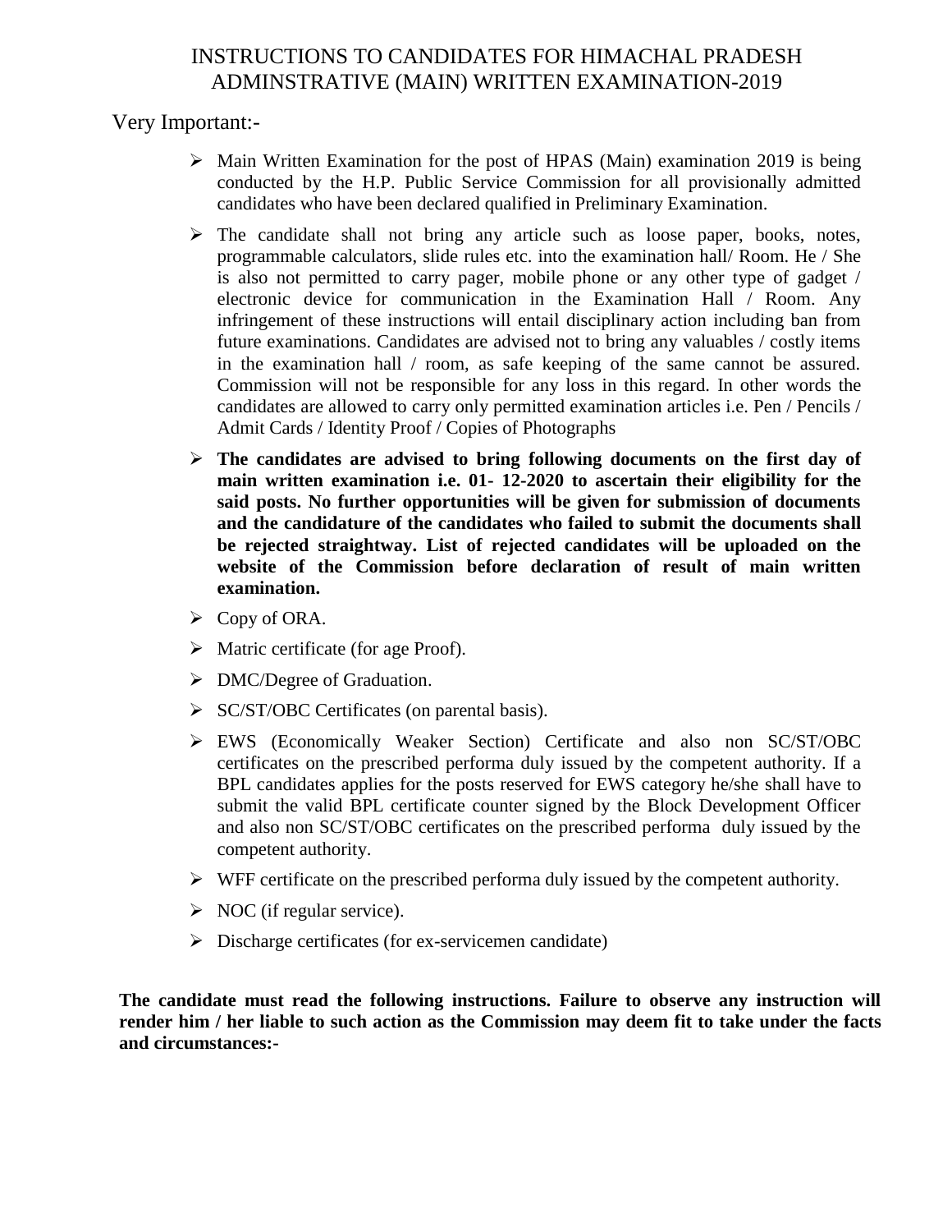# INSTRUCTIONS TO CANDIDATES FOR HIMACHAL PRADESH ADMINSTRATIVE (MAIN) WRITTEN EXAMINATION-2019

Very Important:-

- Main Written Examination for the post of HPAS (Main) examination 2019 is being conducted by the H.P. Public Service Commission for all provisionally admitted candidates who have been declared qualified in Preliminary Examination.
- The candidate shall not bring any article such as loose paper, books, notes, programmable calculators, slide rules etc. into the examination hall/ Room. He / She is also not permitted to carry pager, mobile phone or any other type of gadget / electronic device for communication in the Examination Hall / Room. Any infringement of these instructions will entail disciplinary action including ban from future examinations. Candidates are advised not to bring any valuables / costly items in the examination hall / room, as safe keeping of the same cannot be assured. Commission will not be responsible for any loss in this regard. In other words the candidates are allowed to carry only permitted examination articles i.e. Pen / Pencils / Admit Cards / Identity Proof / Copies of Photographs
- **The candidates are advised to bring following documents on the first day of main written examination i.e. 01- 12-2020 to ascertain their eligibility for the said posts. No further opportunities will be given for submission of documents and the candidature of the candidates who failed to submit the documents shall be rejected straightway. List of rejected candidates will be uploaded on the website of the Commission before declaration of result of main written examination.**
- Copy of ORA.
- Matric certificate (for age Proof).
- DMC/Degree of Graduation.
- SC/ST/OBC Certificates (on parental basis).
- EWS (Economically Weaker Section) Certificate and also non SC/ST/OBC certificates on the prescribed performa duly issued by the competent authority. If a BPL candidates applies for the posts reserved for EWS category he/she shall have to submit the valid BPL certificate counter signed by the Block Development Officer and also non SC/ST/OBC certificates on the prescribed performa duly issued by the competent authority.
- WFF certificate on the prescribed performa duly issued by the competent authority.
- NOC (if regular service).
- Discharge certificates (for ex-servicemen candidate)

**The candidate must read the following instructions. Failure to observe any instruction will render him / her liable to such action as the Commission may deem fit to take under the facts and circumstances:-**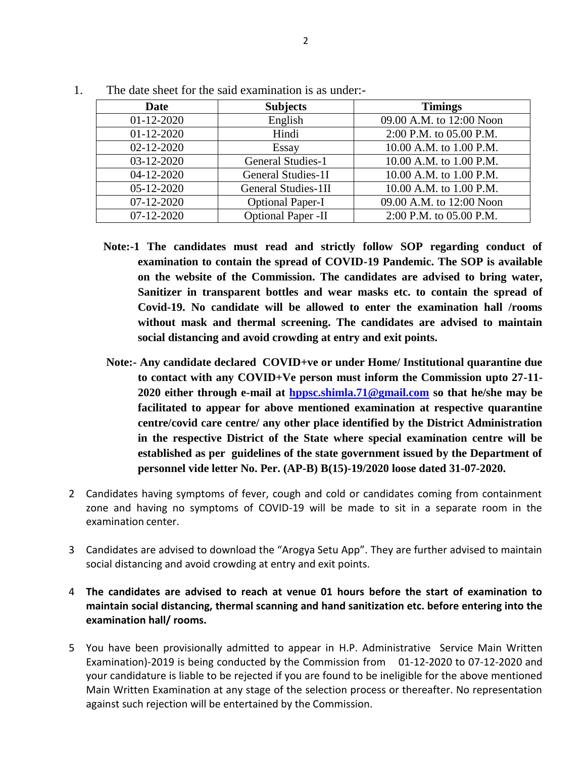1. The date sheet for the said examination is as under:-

| Date | Subjects | Timings |
|---|---|---|
| 01-12-2020 | English | 09.00 A.M. to 12:00 Noon |
| 01-12-2020 | Hindi | 2:00 P.M. to 05.00 P.M. |
| 02-12-2020 | Essay | 10.00 A.M. to 1.00 P.M. |
| 03-12-2020 | General Studies-1 | 10.00 A.M. to 1.00 P.M. |
| 04-12-2020 | General Studies-1I | 10.00 A.M. to 1.00 P.M. |
| 05-12-2020 | General Studies-1II | 10.00 A.M. to 1.00 P.M. |
| 07-12-2020 | Optional Paper-I | 09.00 A.M. to 12:00 Noon |
| 07-12-2020 | Optional Paper -II | 2:00 P.M. to 05.00 P.M. |

**Note:-1 The candidates must read and strictly follow SOP regarding conduct of examination to contain the spread of COVID-19 Pandemic. The SOP is available on the website of the Commission. The candidates are advised to bring water, Sanitizer in transparent bottles and wear masks etc. to contain the spread of Covid-19. No candidate will be allowed to enter the examination hall /rooms without mask and thermal screening. The candidates are advised to maintain social distancing and avoid crowding at entry and exit points.**

**Note:- Any candidate declared COVID+ve or under Home/ Institutional quarantine due to contact with any COVID+Ve person must inform the Commission upto 27-11-2020 either through e-mail at [hppsc.shimla.71@gmail.com](mailto:hppsc.shimla.71@gmail.com) so that he/she may be facilitated to appear for above mentioned examination at respective quarantine centre/covid care centre/ any other place identified by the District Administration in the respective District of the State where special examination centre will be established as per guidelines of the state government issued by the Department of personnel vide letter No. Per. (AP-B) B(15)-19/2020 loose dated 31-07-2020.**

2 Candidates having symptoms of fever, cough and cold or candidates coming from containment zone and having no symptoms of COVID-19 will be made to sit in a separate room in the examination center.

3 Candidates are advised to download the "Arogya Setu App". They are further advised to maintain social distancing and avoid crowding at entry and exit points.

4 **The candidates are advised to reach at venue 01 hours before the start of examination to maintain social distancing, thermal scanning and hand sanitization etc. before entering into the examination hall/ rooms.**

5 You have been provisionally admitted to appear in H.P. Administrative Service Main Written Examination)-2019 is being conducted by the Commission from 01-12-2020 to 07-12-2020 and your candidature is liable to be rejected if you are found to be ineligible for the above mentioned Main Written Examination at any stage of the selection process or thereafter. No representation against such rejection will be entertained by the Commission.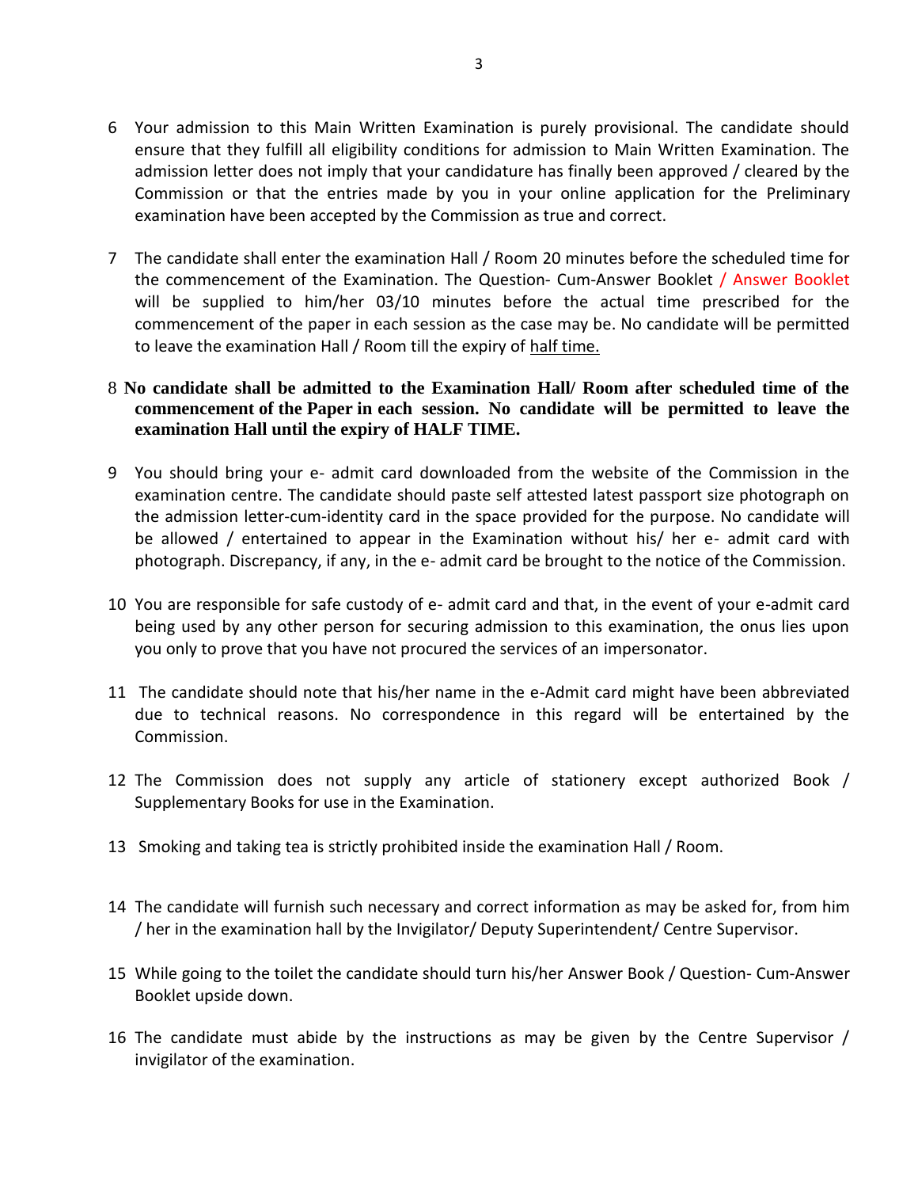6 Your admission to this Main Written Examination is purely provisional. The candidate should ensure that they fulfill all eligibility conditions for admission to Main Written Examination. The admission letter does not imply that your candidature has finally been approved / cleared by the Commission or that the entries made by you in your online application for the Preliminary examination have been accepted by the Commission as true and correct.

7 The candidate shall enter the examination Hall / Room 20 minutes before the scheduled time for the commencement of the Examination. The Question- Cum-Answer Booklet / Answer Booklet will be supplied to him/her 03/10 minutes before the actual time prescribed for the commencement of the paper in each session as the case may be. No candidate will be permitted to leave the examination Hall / Room till the expiry of half time.

8 **No candidate shall be admitted to the Examination Hall/ Room after scheduled time of the commencement of the Paper in each session. No candidate will be permitted to leave the examination Hall until the expiry of HALF TIME.**

9 You should bring your e- admit card downloaded from the website of the Commission in the examination centre. The candidate should paste self attested latest passport size photograph on the admission letter-cum-identity card in the space provided for the purpose. No candidate will be allowed / entertained to appear in the Examination without his/ her e- admit card with photograph. Discrepancy, if any, in the e- admit card be brought to the notice of the Commission.

10 You are responsible for safe custody of e- admit card and that, in the event of your e-admit card being used by any other person for securing admission to this examination, the onus lies upon you only to prove that you have not procured the services of an impersonator.

11 The candidate should note that his/her name in the e-Admit card might have been abbreviated due to technical reasons. No correspondence in this regard will be entertained by the Commission.

12 The Commission does not supply any article of stationery except authorized Book / Supplementary Books for use in the Examination.

13 Smoking and taking tea is strictly prohibited inside the examination Hall / Room.

14 The candidate will furnish such necessary and correct information as may be asked for, from him / her in the examination hall by the Invigilator/ Deputy Superintendent/ Centre Supervisor.

15 While going to the toilet the candidate should turn his/her Answer Book / Question- Cum-Answer Booklet upside down.

16 The candidate must abide by the instructions as may be given by the Centre Supervisor / invigilator of the examination.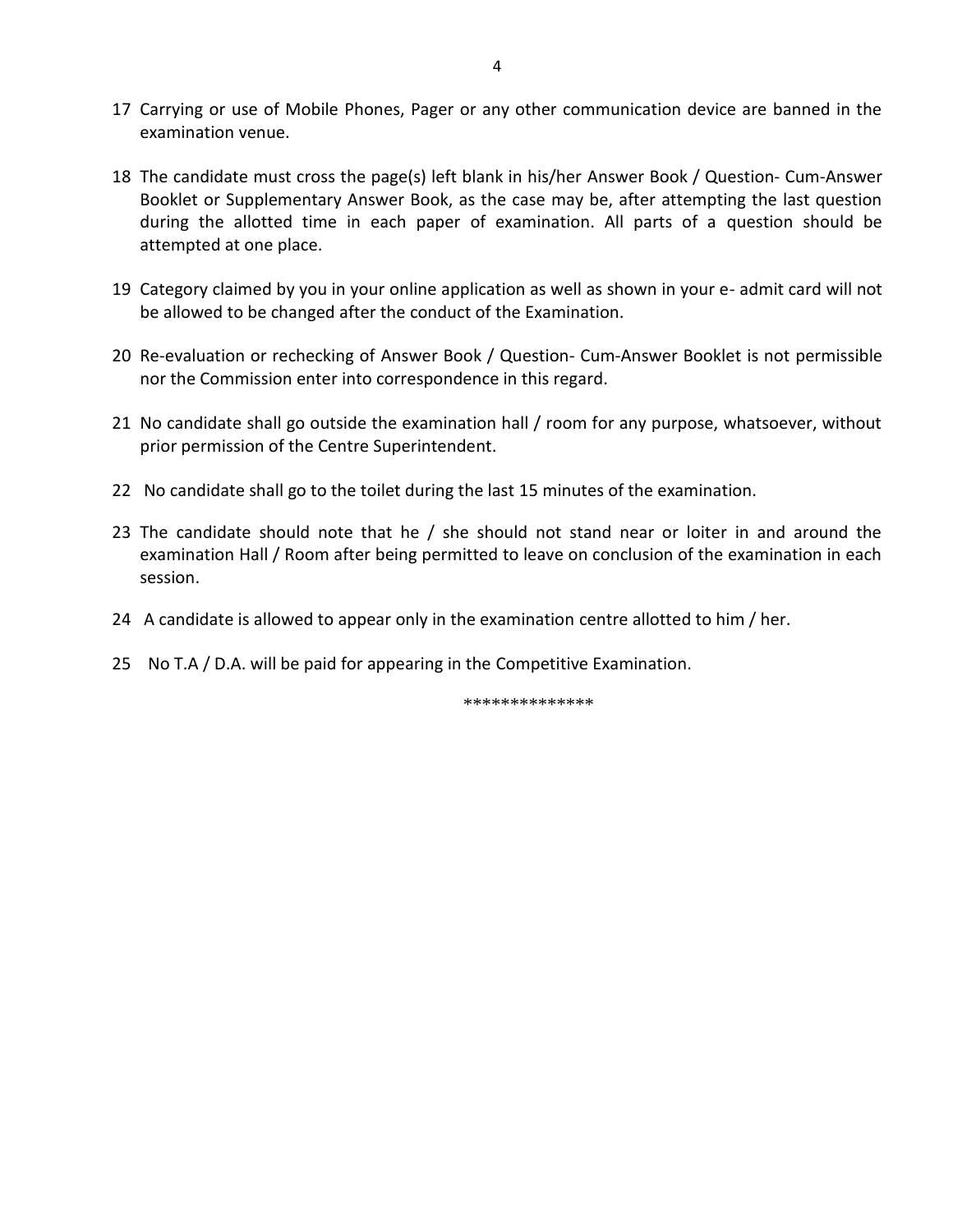17 Carrying or use of Mobile Phones, Pager or any other communication device are banned in the examination venue.

18 The candidate must cross the page(s) left blank in his/her Answer Book / Question- Cum-Answer Booklet or Supplementary Answer Book, as the case may be, after attempting the last question during the allotted time in each paper of examination. All parts of a question should be attempted at one place.

19 Category claimed by you in your online application as well as shown in your e- admit card will not be allowed to be changed after the conduct of the Examination.

20 Re-evaluation or rechecking of Answer Book / Question- Cum-Answer Booklet is not permissible nor the Commission enter into correspondence in this regard.

21 No candidate shall go outside the examination hall / room for any purpose, whatsoever, without prior permission of the Centre Superintendent.

22 No candidate shall go to the toilet during the last 15 minutes of the examination.

23 The candidate should note that he / she should not stand near or loiter in and around the examination Hall / Room after being permitted to leave on conclusion of the examination in each session.

24 A candidate is allowed to appear only in the examination centre allotted to him / her.

25 No T.A / D.A. will be paid for appearing in the Competitive Examination.

**************